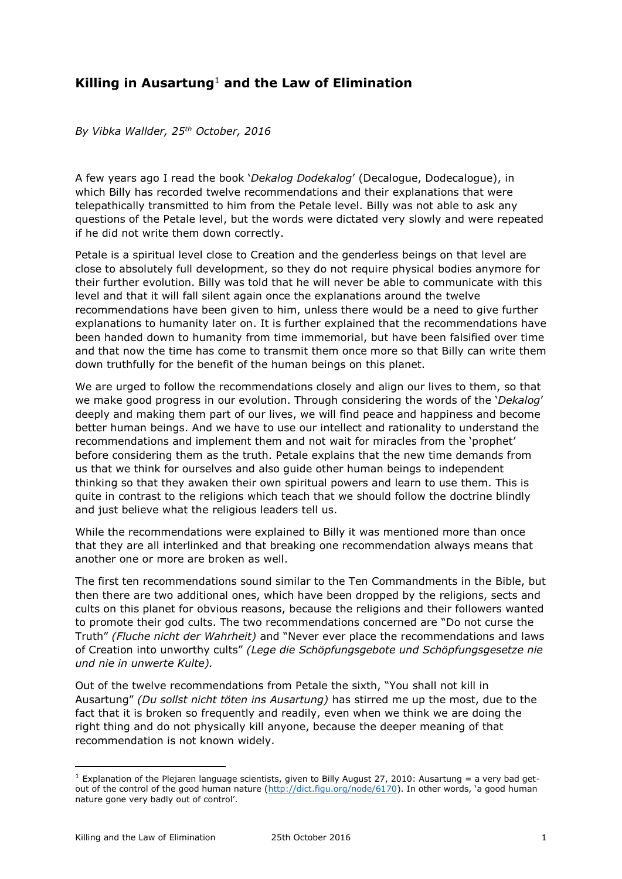# Killing in Ausartung[1] and the Law of Elimination

*By Vibka Wallder, 25th October, 2016*

A few years ago I read the book '*Dekalog Dodekalog*' (Decalogue, Dodecalogue), in which Billy has recorded twelve recommendations and their explanations that were telepathically transmitted to him from the Petale level. Billy was not able to ask any questions of the Petale level, but the words were dictated very slowly and were repeated if he did not write them down correctly.

Petale is a spiritual level close to Creation and the genderless beings on that level are close to absolutely full development, so they do not require physical bodies anymore for their further evolution. Billy was told that he will never be able to communicate with this level and that it will fall silent again once the explanations around the twelve recommendations have been given to him, unless there would be a need to give further explanations to humanity later on. It is further explained that the recommendations have been handed down to humanity from time immemorial, but have been falsified over time and that now the time has come to transmit them once more so that Billy can write them down truthfully for the benefit of the human beings on this planet.

We are urged to follow the recommendations closely and align our lives to them, so that we make good progress in our evolution. Through considering the words of the '*Dekalog*' deeply and making them part of our lives, we will find peace and happiness and become better human beings. And we have to use our intellect and rationality to understand the recommendations and implement them and not wait for miracles from the 'prophet' before considering them as the truth. Petale explains that the new time demands from us that we think for ourselves and also guide other human beings to independent thinking so that they awaken their own spiritual powers and learn to use them. This is quite in contrast to the religions which teach that we should follow the doctrine blindly and just believe what the religious leaders tell us.

While the recommendations were explained to Billy it was mentioned more than once that they are all interlinked and that breaking one recommendation always means that another one or more are broken as well.

The first ten recommendations sound similar to the Ten Commandments in the Bible, but then there are two additional ones, which have been dropped by the religions, sects and cults on this planet for obvious reasons, because the religions and their followers wanted to promote their god cults. The two recommendations concerned are "Do not curse the Truth" *(Fluche nicht der Wahrheit)* and "Never ever place the recommendations and laws of Creation into unworthy cults" *(Lege die Schöpfungsgebote und Schöpfungsgesetze nie und nie in unwerte Kulte).*

Out of the twelve recommendations from Petale the sixth, "You shall not kill in Ausartung" *(Du sollst nicht töten ins Ausartung)* has stirred me up the most, due to the fact that it is broken so frequently and readily, even when we think we are doing the right thing and do not physically kill anyone, because the deeper meaning of that recommendation is not known widely.

---

[1] Explanation of the Plejaren language scientists, given to Billy August 27, 2010: Ausartung = a very bad get-out of the control of the good human nature (http://dict.figu.org/node/6170). In other words, 'a good human nature gone very badly out of control'.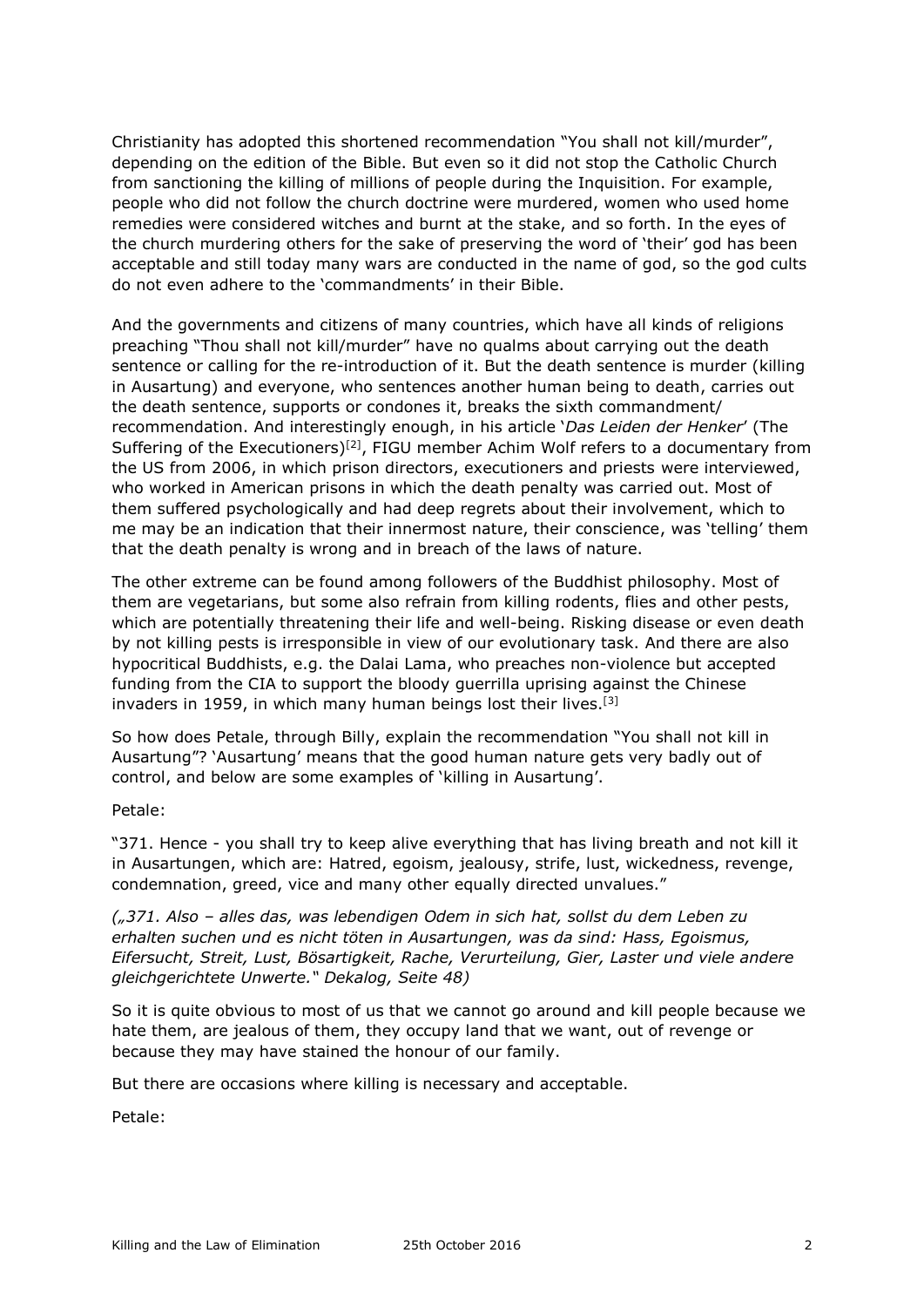Christianity has adopted this shortened recommendation "You shall not kill/murder", depending on the edition of the Bible. But even so it did not stop the Catholic Church from sanctioning the killing of millions of people during the Inquisition. For example, people who did not follow the church doctrine were murdered, women who used home remedies were considered witches and burnt at the stake, and so forth. In the eyes of the church murdering others for the sake of preserving the word of 'their' god has been acceptable and still today many wars are conducted in the name of god, so the god cults do not even adhere to the 'commandments' in their Bible.

And the governments and citizens of many countries, which have all kinds of religions preaching "Thou shall not kill/murder" have no qualms about carrying out the death sentence or calling for the re-introduction of it. But the death sentence is murder (killing in Ausartung) and everyone, who sentences another human being to death, carries out the death sentence, supports or condones it, breaks the sixth commandment/ recommendation. And interestingly enough, in his article '*Das Leiden der Henker*' (The Suffering of the Executioners)[2], FIGU member Achim Wolf refers to a documentary from the US from 2006, in which prison directors, executioners and priests were interviewed, who worked in American prisons in which the death penalty was carried out. Most of them suffered psychologically and had deep regrets about their involvement, which to me may be an indication that their innermost nature, their conscience, was 'telling' them that the death penalty is wrong and in breach of the laws of nature.

The other extreme can be found among followers of the Buddhist philosophy. Most of them are vegetarians, but some also refrain from killing rodents, flies and other pests, which are potentially threatening their life and well-being. Risking disease or even death by not killing pests is irresponsible in view of our evolutionary task. And there are also hypocritical Buddhists, e.g. the Dalai Lama, who preaches non-violence but accepted funding from the CIA to support the bloody guerrilla uprising against the Chinese invaders in 1959, in which many human beings lost their lives.[3]

So how does Petale, through Billy, explain the recommendation "You shall not kill in Ausartung"? 'Ausartung' means that the good human nature gets very badly out of control, and below are some examples of 'killing in Ausartung'.

Petale:

"371. Hence - you shall try to keep alive everything that has living breath and not kill it in Ausartungen, which are: Hatred, egoism, jealousy, strife, lust, wickedness, revenge, condemnation, greed, vice and many other equally directed unvalues."

*(„371. Also – alles das, was lebendigen Odem in sich hat, sollst du dem Leben zu erhalten suchen und es nicht töten in Ausartungen, was da sind: Hass, Egoismus, Eifersucht, Streit, Lust, Bösartigkeit, Rache, Verurteilung, Gier, Laster und viele andere gleichgerichtete Unwerte." Dekalog, Seite 48)*

So it is quite obvious to most of us that we cannot go around and kill people because we hate them, are jealous of them, they occupy land that we want, out of revenge or because they may have stained the honour of our family.

But there are occasions where killing is necessary and acceptable.

Petale: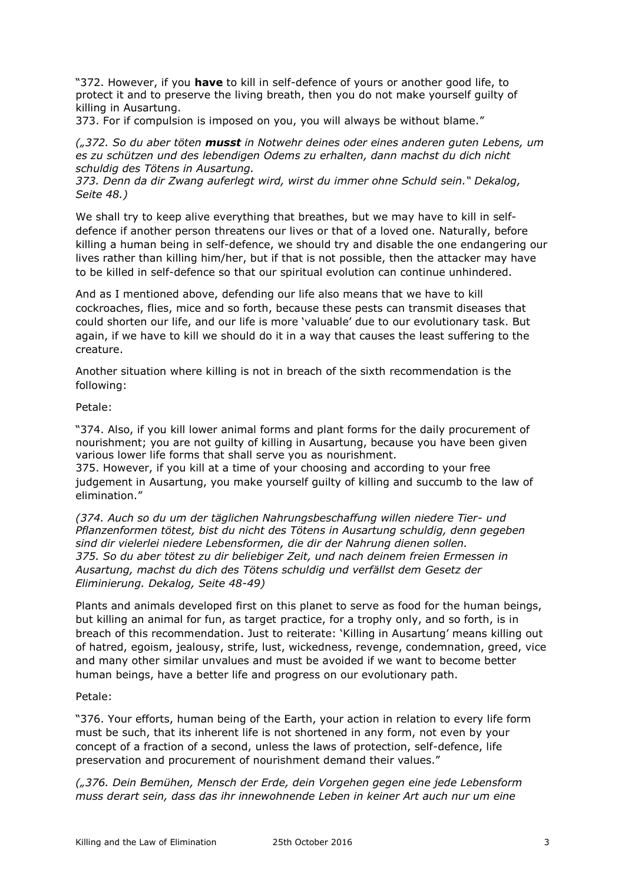"372. However, if you **have** to kill in self-defence of yours or another good life, to protect it and to preserve the living breath, then you do not make yourself guilty of killing in Ausartung.
373. For if compulsion is imposed on you, you will always be without blame."

*(„372. So du aber töten **musst** in Notwehr deines oder eines anderen guten Lebens, um es zu schützen und des lebendigen Odems zu erhalten, dann machst du dich nicht schuldig des Tötens in Ausartung.
373. Denn da dir Zwang auferlegt wird, wirst du immer ohne Schuld sein." Dekalog, Seite 48.)*

We shall try to keep alive everything that breathes, but we may have to kill in self-defence if another person threatens our lives or that of a loved one. Naturally, before killing a human being in self-defence, we should try and disable the one endangering our lives rather than killing him/her, but if that is not possible, then the attacker may have to be killed in self-defence so that our spiritual evolution can continue unhindered.

And as I mentioned above, defending our life also means that we have to kill cockroaches, flies, mice and so forth, because these pests can transmit diseases that could shorten our life, and our life is more 'valuable' due to our evolutionary task. But again, if we have to kill we should do it in a way that causes the least suffering to the creature.

Another situation where killing is not in breach of the sixth recommendation is the following:

Petale:

"374. Also, if you kill lower animal forms and plant forms for the daily procurement of nourishment; you are not guilty of killing in Ausartung, because you have been given various lower life forms that shall serve you as nourishment.
375. However, if you kill at a time of your choosing and according to your free judgement in Ausartung, you make yourself guilty of killing and succumb to the law of elimination."

*(374. Auch so du um der täglichen Nahrungsbeschaffung willen niedere Tier- und Pflanzenformen tötest, bist du nicht des Tötens in Ausartung schuldig, denn gegeben sind dir vielerlei niedere Lebensformen, die dir der Nahrung dienen sollen.
375. So du aber tötest zu dir beliebiger Zeit, und nach deinem freien Ermessen in Ausartung, machst du dich des Tötens schuldig und verfällst dem Gesetz der Eliminierung. Dekalog, Seite 48-49)*

Plants and animals developed first on this planet to serve as food for the human beings, but killing an animal for fun, as target practice, for a trophy only, and so forth, is in breach of this recommendation. Just to reiterate: 'Killing in Ausartung' means killing out of hatred, egoism, jealousy, strife, lust, wickedness, revenge, condemnation, greed, vice and many other similar unvalues and must be avoided if we want to become better human beings, have a better life and progress on our evolutionary path.

Petale:

"376. Your efforts, human being of the Earth, your action in relation to every life form must be such, that its inherent life is not shortened in any form, not even by your concept of a fraction of a second, unless the laws of protection, self-defence, life preservation and procurement of nourishment demand their values."

*(„376. Dein Bemühen, Mensch der Erde, dein Vorgehen gegen eine jede Lebensform muss derart sein, dass das ihr innewohnende Leben in keiner Art auch nur um eine*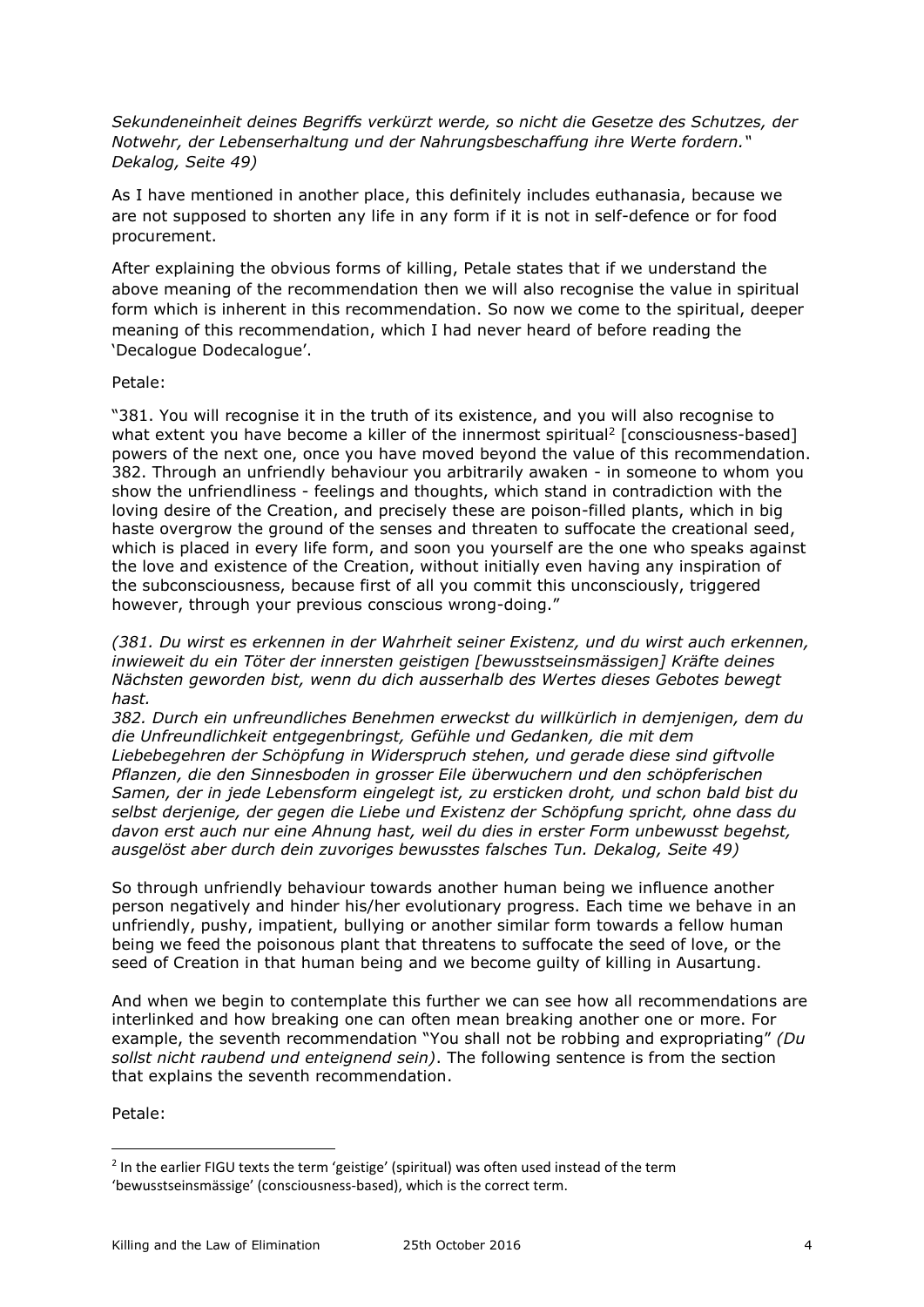*Sekundeneinheit deines Begriffs verkürzt werde, so nicht die Gesetze des Schutzes, der Notwehr, der Lebenserhaltung und der Nahrungsbeschaffung ihre Werte fordern." Dekalog, Seite 49)*

As I have mentioned in another place, this definitely includes euthanasia, because we are not supposed to shorten any life in any form if it is not in self-defence or for food procurement.

After explaining the obvious forms of killing, Petale states that if we understand the above meaning of the recommendation then we will also recognise the value in spiritual form which is inherent in this recommendation. So now we come to the spiritual, deeper meaning of this recommendation, which I had never heard of before reading the 'Decalogue Dodecalogue'.

Petale:

"381. You will recognise it in the truth of its existence, and you will also recognise to what extent you have become a killer of the innermost spiritual[2] [consciousness-based] powers of the next one, once you have moved beyond the value of this recommendation.
382. Through an unfriendly behaviour you arbitrarily awaken - in someone to whom you show the unfriendliness - feelings and thoughts, which stand in contradiction with the loving desire of the Creation, and precisely these are poison-filled plants, which in big haste overgrow the ground of the senses and threaten to suffocate the creational seed, which is placed in every life form, and soon you yourself are the one who speaks against the love and existence of the Creation, without initially even having any inspiration of the subconsciousness, because first of all you commit this unconsciously, triggered however, through your previous conscious wrong-doing."

*(381. Du wirst es erkennen in der Wahrheit seiner Existenz, und du wirst auch erkennen, inwieweit du ein Töter der innersten geistigen [bewusstseinsmässigen] Kräfte deines Nächsten geworden bist, wenn du dich ausserhalb des Wertes dieses Gebotes bewegt hast.
382. Durch ein unfreundliches Benehmen erweckst du willkürlich in demjenigen, dem du die Unfreundlichkeit entgegenbringst, Gefühle und Gedanken, die mit dem Liebebegehren der Schöpfung in Widerspruch stehen, und gerade diese sind giftvolle Pflanzen, die den Sinnesboden in grosser Eile überwuchern und den schöpferischen Samen, der in jede Lebensform eingelegt ist, zu ersticken droht, und schon bald bist du selbst derjenige, der gegen die Liebe und Existenz der Schöpfung spricht, ohne dass du davon erst auch nur eine Ahnung hast, weil du dies in erster Form unbewusst begehst, ausgelöst aber durch dein zuvoriges bewusstes falsches Tun. Dekalog, Seite 49)*

So through unfriendly behaviour towards another human being we influence another person negatively and hinder his/her evolutionary progress. Each time we behave in an unfriendly, pushy, impatient, bullying or another similar form towards a fellow human being we feed the poisonous plant that threatens to suffocate the seed of love, or the seed of Creation in that human being and we become guilty of killing in Ausartung.

And when we begin to contemplate this further we can see how all recommendations are interlinked and how breaking one can often mean breaking another one or more. For example, the seventh recommendation "You shall not be robbing and expropriating" *(Du sollst nicht raubend und enteignend sein)*. The following sentence is from the section that explains the seventh recommendation.

Petale:

---

[2] In the earlier FIGU texts the term 'geistige' (spiritual) was often used instead of the term 'bewusstseinsmässige' (consciousness-based), which is the correct term.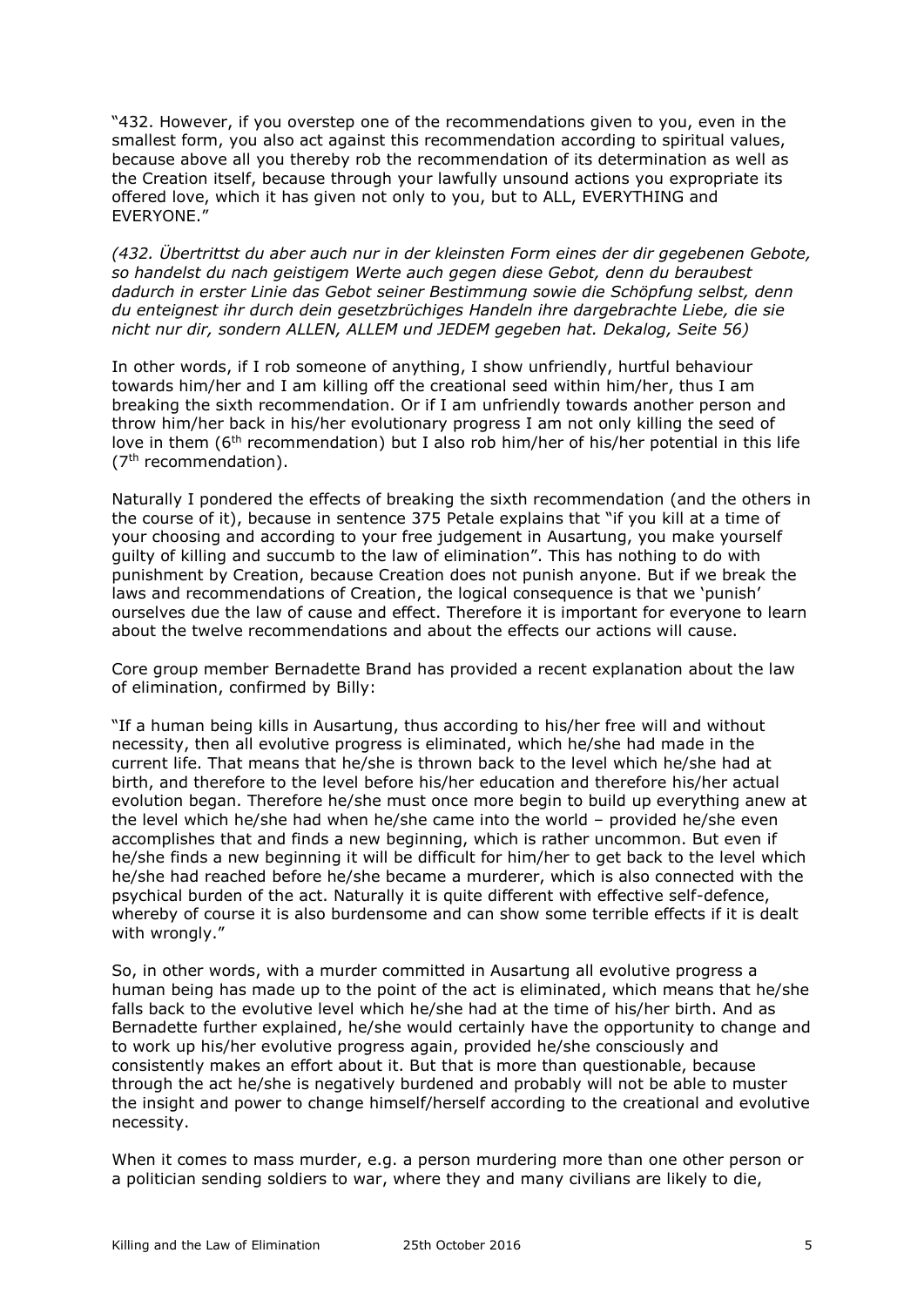"432. However, if you overstep one of the recommendations given to you, even in the smallest form, you also act against this recommendation according to spiritual values, because above all you thereby rob the recommendation of its determination as well as the Creation itself, because through your lawfully unsound actions you expropriate its offered love, which it has given not only to you, but to ALL, EVERYTHING and EVERYONE."

*(432. Übertrittst du aber auch nur in der kleinsten Form eines der dir gegebenen Gebote, so handelst du nach geistigem Werte auch gegen diese Gebot, denn du beraubest dadurch in erster Linie das Gebot seiner Bestimmung sowie die Schöpfung selbst, denn du enteignest ihr durch dein gesetzbrüchiges Handeln ihre dargebrachte Liebe, die sie nicht nur dir, sondern ALLEN, ALLEM und JEDEM gegeben hat. Dekalog, Seite 56)*

In other words, if I rob someone of anything, I show unfriendly, hurtful behaviour towards him/her and I am killing off the creational seed within him/her, thus I am breaking the sixth recommendation. Or if I am unfriendly towards another person and throw him/her back in his/her evolutionary progress I am not only killing the seed of love in them (6th recommendation) but I also rob him/her of his/her potential in this life (7th recommendation).

Naturally I pondered the effects of breaking the sixth recommendation (and the others in the course of it), because in sentence 375 Petale explains that "if you kill at a time of your choosing and according to your free judgement in Ausartung, you make yourself guilty of killing and succumb to the law of elimination". This has nothing to do with punishment by Creation, because Creation does not punish anyone. But if we break the laws and recommendations of Creation, the logical consequence is that we 'punish' ourselves due the law of cause and effect. Therefore it is important for everyone to learn about the twelve recommendations and about the effects our actions will cause.

Core group member Bernadette Brand has provided a recent explanation about the law of elimination, confirmed by Billy:

"If a human being kills in Ausartung, thus according to his/her free will and without necessity, then all evolutive progress is eliminated, which he/she had made in the current life. That means that he/she is thrown back to the level which he/she had at birth, and therefore to the level before his/her education and therefore his/her actual evolution began. Therefore he/she must once more begin to build up everything anew at the level which he/she had when he/she came into the world – provided he/she even accomplishes that and finds a new beginning, which is rather uncommon. But even if he/she finds a new beginning it will be difficult for him/her to get back to the level which he/she had reached before he/she became a murderer, which is also connected with the psychical burden of the act. Naturally it is quite different with effective self-defence, whereby of course it is also burdensome and can show some terrible effects if it is dealt with wrongly."

So, in other words, with a murder committed in Ausartung all evolutive progress a human being has made up to the point of the act is eliminated, which means that he/she falls back to the evolutive level which he/she had at the time of his/her birth. And as Bernadette further explained, he/she would certainly have the opportunity to change and to work up his/her evolutive progress again, provided he/she consciously and consistently makes an effort about it. But that is more than questionable, because through the act he/she is negatively burdened and probably will not be able to muster the insight and power to change himself/herself according to the creational and evolutive necessity.

When it comes to mass murder, e.g. a person murdering more than one other person or a politician sending soldiers to war, where they and many civilians are likely to die,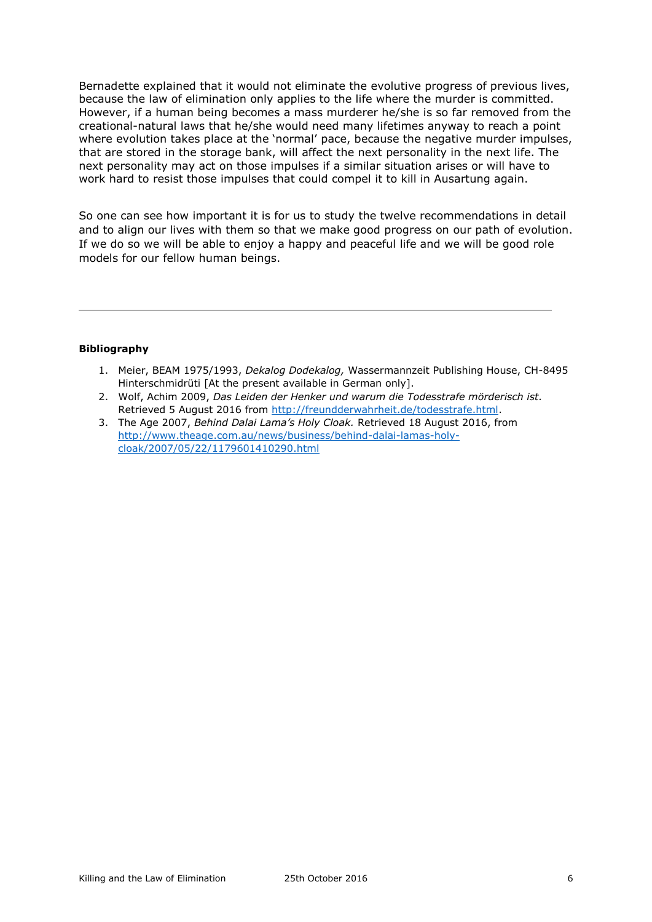Bernadette explained that it would not eliminate the evolutive progress of previous lives, because the law of elimination only applies to the life where the murder is committed. However, if a human being becomes a mass murderer he/she is so far removed from the creational-natural laws that he/she would need many lifetimes anyway to reach a point where evolution takes place at the 'normal' pace, because the negative murder impulses, that are stored in the storage bank, will affect the next personality in the next life. The next personality may act on those impulses if a similar situation arises or will have to work hard to resist those impulses that could compel it to kill in Ausartung again.

So one can see how important it is for us to study the twelve recommendations in detail and to align our lives with them so that we make good progress on our path of evolution. If we do so we will be able to enjoy a happy and peaceful life and we will be good role models for our fellow human beings.

---

**Bibliography**

1. Meier, BEAM 1975/1993, *Dekalog Dodekalog,* Wassermannzeit Publishing House, CH-8495 Hinterschmidrüti [At the present available in German only].
2. Wolf, Achim 2009, *Das Leiden der Henker und warum die Todesstrafe mörderisch ist.* Retrieved 5 August 2016 from http://freundderwahrheit.de/todesstrafe.html.
3. The Age 2007, *Behind Dalai Lama's Holy Cloak.* Retrieved 18 August 2016, from http://www.theage.com.au/news/business/behind-dalai-lamas-holy-cloak/2007/05/22/1179601410290.html